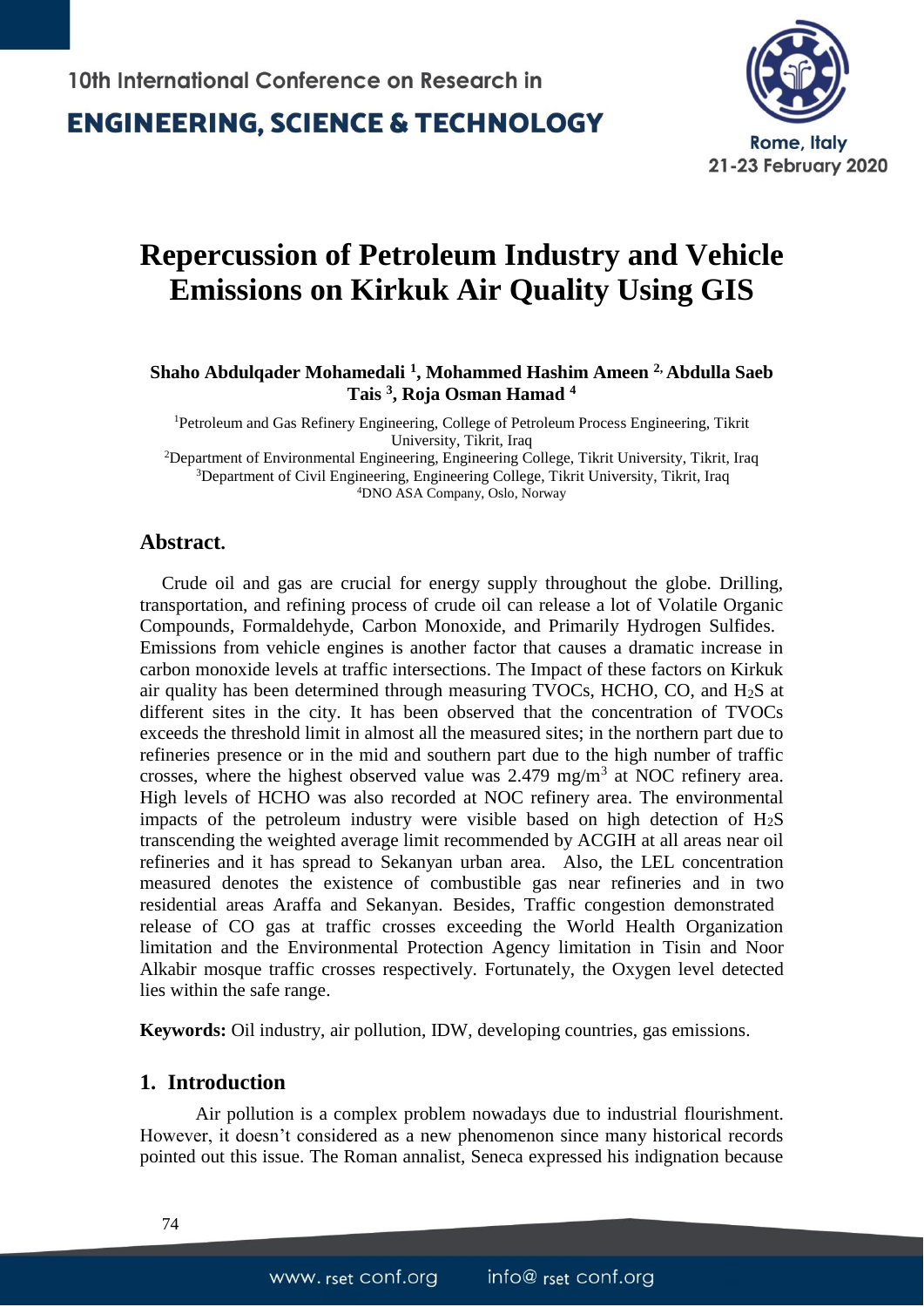# Repercussion of Petroleum Industry and Vehicle Emissions on Kirkuk Air Quality Using GIS

**Shaho Abdulqader Mohamedali [1], Mohammed Hashim Ameen [2], Abdulla Saeb Tais [3], Roja Osman Hamad [4]**

[1]Petroleum and Gas Refinery Engineering, College of Petroleum Process Engineering, Tikrit University, Tikrit, Iraq
[2]Department of Environmental Engineering, Engineering College, Tikrit University, Tikrit, Iraq
[3]Department of Civil Engineering, Engineering College, Tikrit University, Tikrit, Iraq
[4]DNO ASA Company, Oslo, Norway

## Abstract.

Crude oil and gas are crucial for energy supply throughout the globe. Drilling, transportation, and refining process of crude oil can release a lot of Volatile Organic Compounds, Formaldehyde, Carbon Monoxide, and Primarily Hydrogen Sulfides. Emissions from vehicle engines is another factor that causes a dramatic increase in carbon monoxide levels at traffic intersections. The Impact of these factors on Kirkuk air quality has been determined through measuring TVOCs, HCHO, CO, and $H_2S$ at different sites in the city. It has been observed that the concentration of TVOCs exceeds the threshold limit in almost all the measured sites; in the northern part due to refineries presence or in the mid and southern part due to the high number of traffic crosses, where the highest observed value was 2.479 mg/m$^3$ at NOC refinery area. High levels of HCHO was also recorded at NOC refinery area. The environmental impacts of the petroleum industry were visible based on high detection of $H_2S$ transcending the weighted average limit recommended by ACGIH at all areas near oil refineries and it has spread to Sekanyan urban area. Also, the LEL concentration measured denotes the existence of combustible gas near refineries and in two residential areas Araffa and Sekanyan. Besides, Traffic congestion demonstrated release of CO gas at traffic crosses exceeding the World Health Organization limitation and the Environmental Protection Agency limitation in Tisin and Noor Alkabir mosque traffic crosses respectively. Fortunately, the Oxygen level detected lies within the safe range.

**Keywords:** Oil industry, air pollution, IDW, developing countries, gas emissions.

## 1. Introduction

Air pollution is a complex problem nowadays due to industrial flourishment. However, it doesn't considered as a new phenomenon since many historical records pointed out this issue. The Roman annalist, Seneca expressed his indignation because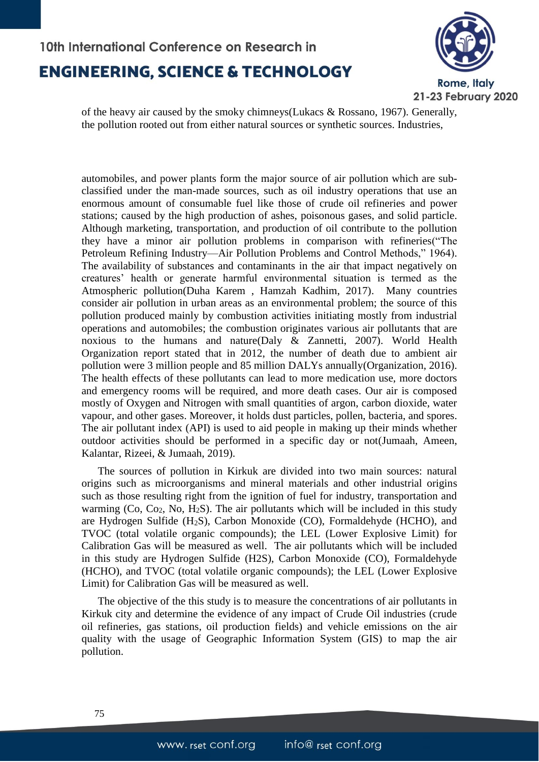of the heavy air caused by the smoky chimneys(Lukacs & Rossano, 1967). Generally, the pollution rooted out from either natural sources or synthetic sources. Industries,

automobiles, and power plants form the major source of air pollution which are sub-classified under the man-made sources, such as oil industry operations that use an enormous amount of consumable fuel like those of crude oil refineries and power stations; caused by the high production of ashes, poisonous gases, and solid particle. Although marketing, transportation, and production of oil contribute to the pollution they have a minor air pollution problems in comparison with refineries("The Petroleum Refining Industry—Air Pollution Problems and Control Methods," 1964). The availability of substances and contaminants in the air that impact negatively on creatures' health or generate harmful environmental situation is termed as the Atmospheric pollution(Duha Karem , Hamzah Kadhim, 2017). Many countries consider air pollution in urban areas as an environmental problem; the source of this pollution produced mainly by combustion activities initiating mostly from industrial operations and automobiles; the combustion originates various air pollutants that are noxious to the humans and nature(Daly & Zannetti, 2007). World Health Organization report stated that in 2012, the number of death due to ambient air pollution were 3 million people and 85 million DALYs annually(Organization, 2016). The health effects of these pollutants can lead to more medication use, more doctors and emergency rooms will be required, and more death cases. Our air is composed mostly of Oxygen and Nitrogen with small quantities of argon, carbon dioxide, water vapour, and other gases. Moreover, it holds dust particles, pollen, bacteria, and spores. The air pollutant index (API) is used to aid people in making up their minds whether outdoor activities should be performed in a specific day or not(Jumaah, Ameen, Kalantar, Rizeei, & Jumaah, 2019).

The sources of pollution in Kirkuk are divided into two main sources: natural origins such as microorganisms and mineral materials and other industrial origins such as those resulting right from the ignition of fuel for industry, transportation and warming (Co, $Co_2$, No, $H_2S$). The air pollutants which will be included in this study are Hydrogen Sulfide ($H_2S$), Carbon Monoxide (CO), Formaldehyde (HCHO), and TVOC (total volatile organic compounds); the LEL (Lower Explosive Limit) for Calibration Gas will be measured as well. The air pollutants which will be included in this study are Hydrogen Sulfide (H2S), Carbon Monoxide (CO), Formaldehyde (HCHO), and TVOC (total volatile organic compounds); the LEL (Lower Explosive Limit) for Calibration Gas will be measured as well.

The objective of the this study is to measure the concentrations of air pollutants in Kirkuk city and determine the evidence of any impact of Crude Oil industries (crude oil refineries, gas stations, oil production fields) and vehicle emissions on the air quality with the usage of Geographic Information System (GIS) to map the air pollution.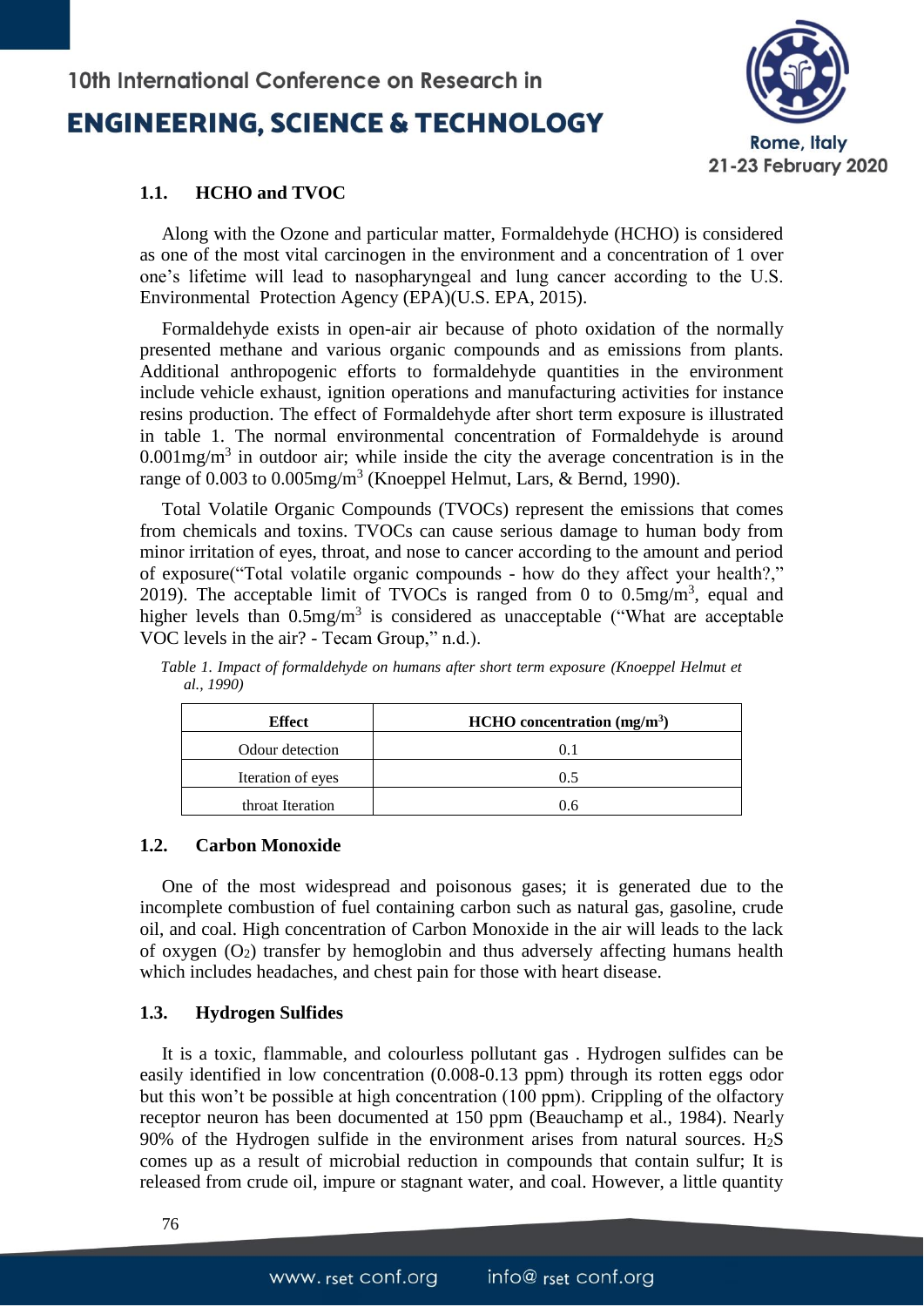### 1.1. HCHO and TVOC

Along with the Ozone and particular matter, Formaldehyde (HCHO) is considered as one of the most vital carcinogen in the environment and a concentration of 1 over one's lifetime will lead to nasopharyngeal and lung cancer according to the U.S. Environmental Protection Agency (EPA)(U.S. EPA, 2015).

Formaldehyde exists in open-air air because of photo oxidation of the normally presented methane and various organic compounds and as emissions from plants. Additional anthropogenic efforts to formaldehyde quantities in the environment include vehicle exhaust, ignition operations and manufacturing activities for instance resins production. The effect of Formaldehyde after short term exposure is illustrated in table 1. The normal environmental concentration of Formaldehyde is around $0.001 mg/m^3$ in outdoor air; while inside the city the average concentration is in the range of 0.003 to $0.005 mg/m^3$ (Knoeppel Helmut, Lars, & Bernd, 1990).

Total Volatile Organic Compounds (TVOCs) represent the emissions that comes from chemicals and toxins. TVOCs can cause serious damage to human body from minor irritation of eyes, throat, and nose to cancer according to the amount and period of exposure("Total volatile organic compounds - how do they affect your health?," 2019). The acceptable limit of TVOCs is ranged from 0 to $0.5 mg/m^3$, equal and higher levels than $0.5 mg/m^3$ is considered as unacceptable ("What are acceptable VOC levels in the air? - Tecam Group," n.d.).

*Table 1. Impact of formaldehyde on humans after short term exposure (Knoeppel Helmut et al., 1990)*

| Effect | HCHO concentration ($mg/m^3$) |
|---|---|
| Odour detection | 0.1 |
| Iteration of eyes | 0.5 |
| throat Iteration | 0.6 |

### 1.2. Carbon Monoxide

One of the most widespread and poisonous gases; it is generated due to the incomplete combustion of fuel containing carbon such as natural gas, gasoline, crude oil, and coal. High concentration of Carbon Monoxide in the air will leads to the lack of oxygen ($O_2$) transfer by hemoglobin and thus adversely affecting humans health which includes headaches, and chest pain for those with heart disease.

### 1.3. Hydrogen Sulfides

It is a toxic, flammable, and colourless pollutant gas . Hydrogen sulfides can be easily identified in low concentration (0.008-0.13 ppm) through its rotten eggs odor but this won't be possible at high concentration (100 ppm). Crippling of the olfactory receptor neuron has been documented at 150 ppm (Beauchamp et al., 1984). Nearly 90% of the Hydrogen sulfide in the environment arises from natural sources. $H_2S$ comes up as a result of microbial reduction in compounds that contain sulfur; It is released from crude oil, impure or stagnant water, and coal. However, a little quantity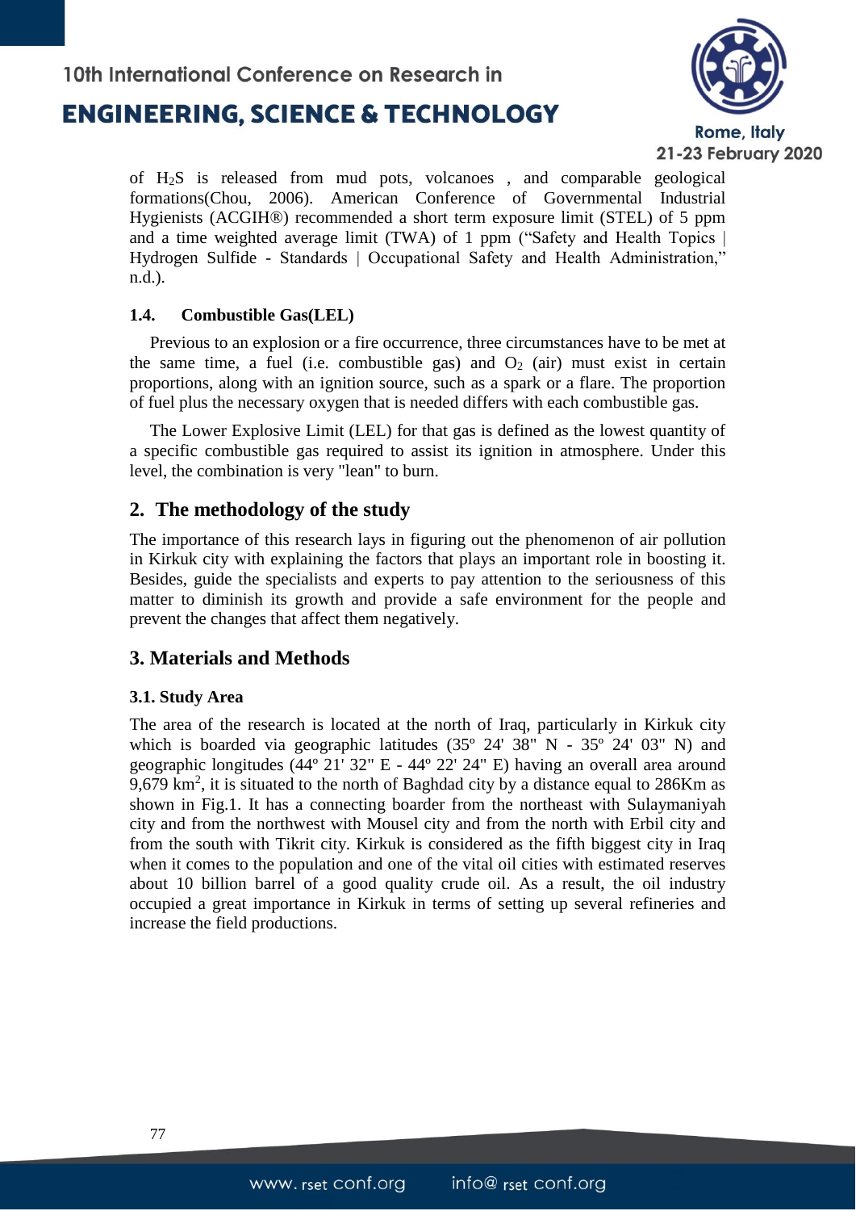of $H_2S$ is released from mud pots, volcanoes , and comparable geological formations(Chou, 2006). American Conference of Governmental Industrial Hygienists (ACGIH®) recommended a short term exposure limit (STEL) of 5 ppm and a time weighted average limit (TWA) of 1 ppm ("Safety and Health Topics | Hydrogen Sulfide - Standards | Occupational Safety and Health Administration," n.d.).

### 1.4. Combustible Gas(LEL)

Previous to an explosion or a fire occurrence, three circumstances have to be met at the same time, a fuel (i.e. combustible gas) and $O_2$ (air) must exist in certain proportions, along with an ignition source, such as a spark or a flare. The proportion of fuel plus the necessary oxygen that is needed differs with each combustible gas.

The Lower Explosive Limit (LEL) for that gas is defined as the lowest quantity of a specific combustible gas required to assist its ignition in atmosphere. Under this level, the combination is very "lean" to burn.

## 2. The methodology of the study

The importance of this research lays in figuring out the phenomenon of air pollution in Kirkuk city with explaining the factors that plays an important role in boosting it. Besides, guide the specialists and experts to pay attention to the seriousness of this matter to diminish its growth and provide a safe environment for the people and prevent the changes that affect them negatively.

## 3. Materials and Methods

### 3.1. Study Area

The area of the research is located at the north of Iraq, particularly in Kirkuk city which is boarded via geographic latitudes (35º 24' 38" N - 35º 24' 03" N) and geographic longitudes (44º 21' 32" E - 44º 22' 24" E) having an overall area around 9,679 $km^2$, it is situated to the north of Baghdad city by a distance equal to 286Km as shown in Fig.1. It has a connecting boarder from the northeast with Sulaymaniyah city and from the northwest with Mousel city and from the north with Erbil city and from the south with Tikrit city. Kirkuk is considered as the fifth biggest city in Iraq when it comes to the population and one of the vital oil cities with estimated reserves about 10 billion barrel of a good quality crude oil. As a result, the oil industry occupied a great importance in Kirkuk in terms of setting up several refineries and increase the field productions.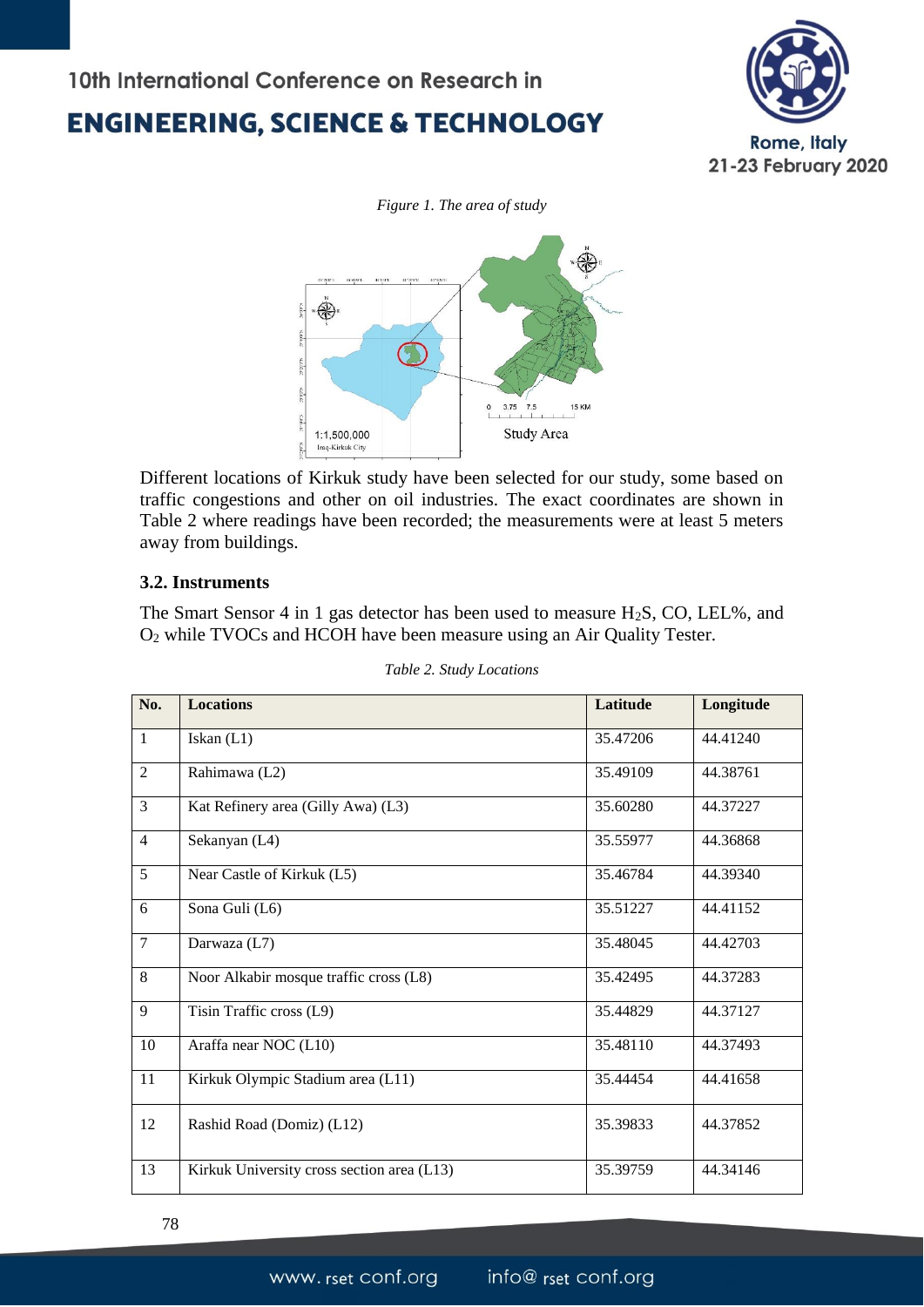*Figure 1. The area of study*

Different locations of Kirkuk study have been selected for our study, some based on traffic congestions and other on oil industries. The exact coordinates are shown in Table 2 where readings have been recorded; the measurements were at least 5 meters away from buildings.

### 3.2. Instruments

The Smart Sensor 4 in 1 gas detector has been used to measure $H_2S$, CO, LEL%, and $O_2$ while TVOCs and HCOH have been measure using an Air Quality Tester.

*Table 2. Study Locations*

| No. | Locations | Latitude | Longitude |
|---|---|---|---|
| 1 | Iskan (L1) | 35.47206 | 44.41240 |
| 2 | Rahimawa (L2) | 35.49109 | 44.38761 |
| 3 | Kat Refinery area (Gilly Awa) (L3) | 35.60280 | 44.37227 |
| 4 | Sekanyan (L4) | 35.55977 | 44.36868 |
| 5 | Near Castle of Kirkuk (L5) | 35.46784 | 44.39340 |
| 6 | Sona Guli (L6) | 35.51227 | 44.41152 |
| 7 | Darwaza (L7) | 35.48045 | 44.42703 |
| 8 | Noor Alkabir mosque traffic cross (L8) | 35.42495 | 44.37283 |
| 9 | Tisin Traffic cross (L9) | 35.44829 | 44.37127 |
| 10 | Araffa near NOC (L10) | 35.48110 | 44.37493 |
| 11 | Kirkuk Olympic Stadium area (L11) | 35.44454 | 44.41658 |
| 12 | Rashid Road (Domiz) (L12) | 35.39833 | 44.37852 |
| 13 | Kirkuk University cross section area (L13) | 35.39759 | 44.34146 |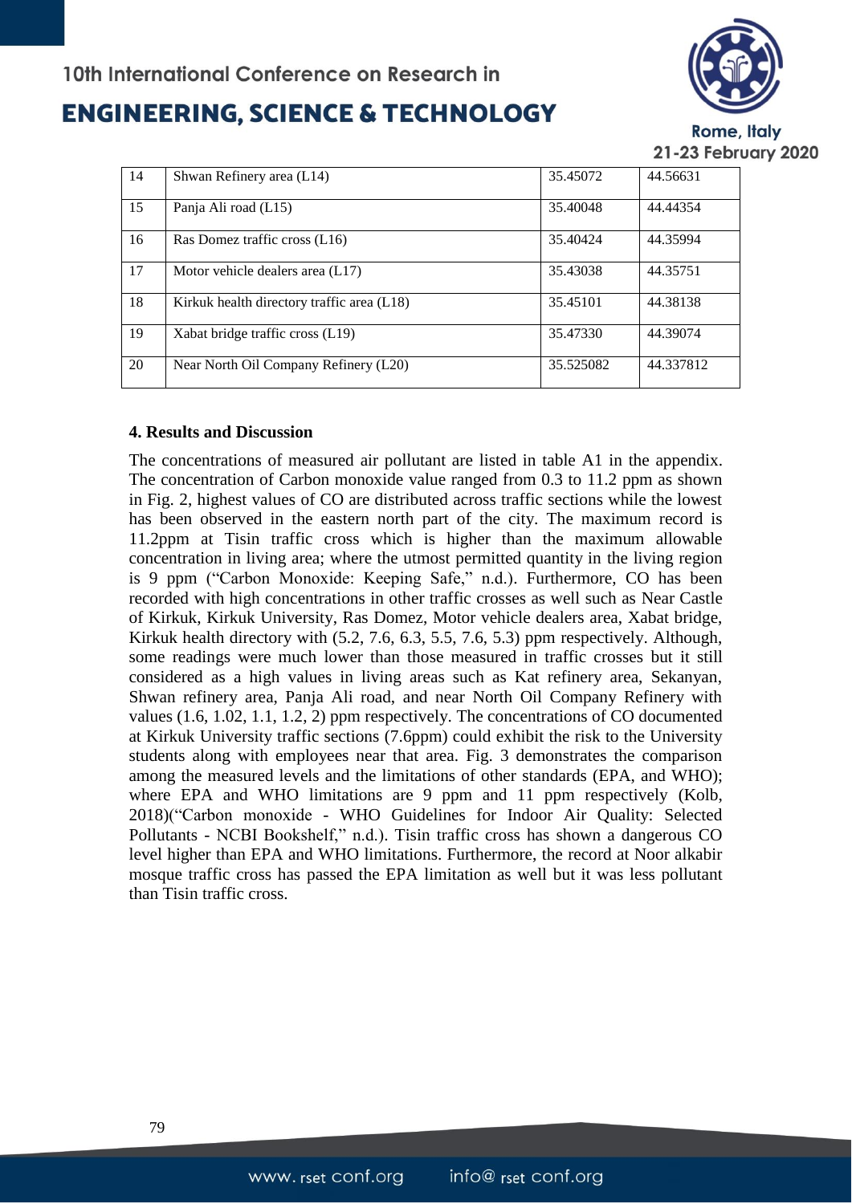| 14 | Shwan Refinery area (L14) | 35.45072 | 44.56631 |
|---|---|---|---|
| 15 | Panja Ali road (L15) | 35.40048 | 44.44354 |
| 16 | Ras Domez traffic cross (L16) | 35.40424 | 44.35994 |
| 17 | Motor vehicle dealers area (L17) | 35.43038 | 44.35751 |
| 18 | Kirkuk health directory traffic area (L18) | 35.45101 | 44.38138 |
| 19 | Xabat bridge traffic cross (L19) | 35.47330 | 44.39074 |
| 20 | Near North Oil Company Refinery (L20) | 35.525082 | 44.337812 |

## 4. Results and Discussion

The concentrations of measured air pollutant are listed in table A1 in the appendix. The concentration of Carbon monoxide value ranged from 0.3 to 11.2 ppm as shown in Fig. 2, highest values of CO are distributed across traffic sections while the lowest has been observed in the eastern north part of the city. The maximum record is 11.2ppm at Tisin traffic cross which is higher than the maximum allowable concentration in living area; where the utmost permitted quantity in the living region is 9 ppm ("Carbon Monoxide: Keeping Safe," n.d.). Furthermore, CO has been recorded with high concentrations in other traffic crosses as well such as Near Castle of Kirkuk, Kirkuk University, Ras Domez, Motor vehicle dealers area, Xabat bridge, Kirkuk health directory with (5.2, 7.6, 6.3, 5.5, 7.6, 5.3) ppm respectively. Although, some readings were much lower than those measured in traffic crosses but it still considered as a high values in living areas such as Kat refinery area, Sekanyan, Shwan refinery area, Panja Ali road, and near North Oil Company Refinery with values (1.6, 1.02, 1.1, 1.2, 2) ppm respectively. The concentrations of CO documented at Kirkuk University traffic sections (7.6ppm) could exhibit the risk to the University students along with employees near that area. Fig. 3 demonstrates the comparison among the measured levels and the limitations of other standards (EPA, and WHO); where EPA and WHO limitations are 9 ppm and 11 ppm respectively (Kolb, 2018)("Carbon monoxide - WHO Guidelines for Indoor Air Quality: Selected Pollutants - NCBI Bookshelf," n.d.). Tisin traffic cross has shown a dangerous CO level higher than EPA and WHO limitations. Furthermore, the record at Noor alkabir mosque traffic cross has passed the EPA limitation as well but it was less pollutant than Tisin traffic cross.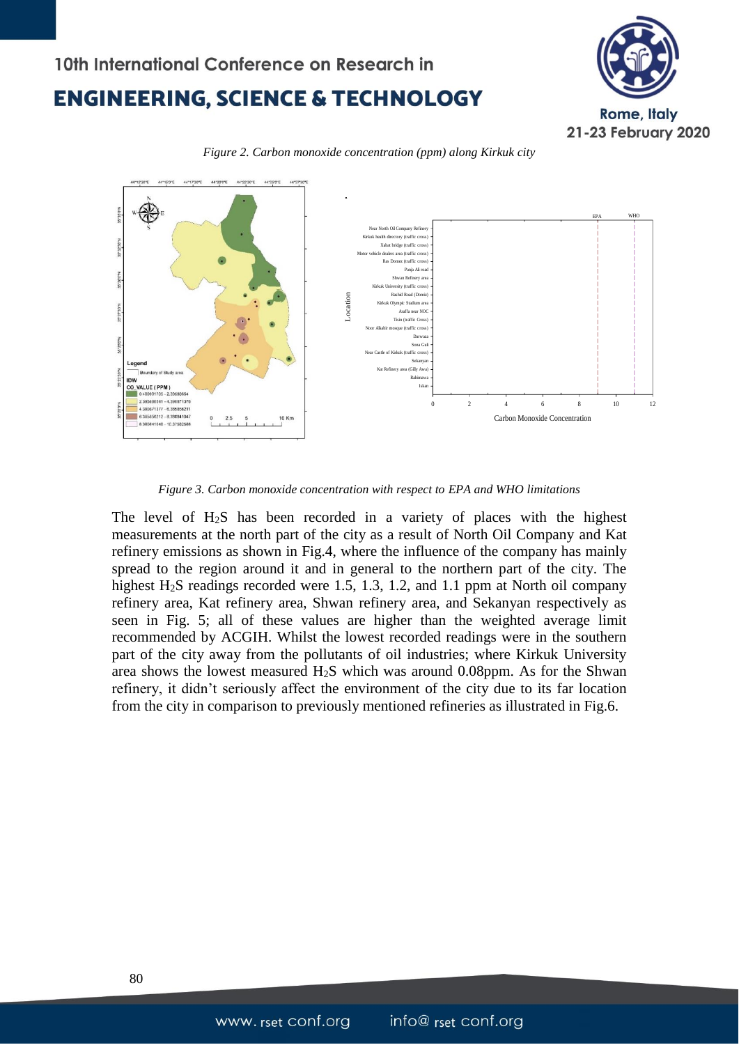*Figure 2. Carbon monoxide concentration (ppm) along Kirkuk city*

*Figure 3. Carbon monoxide concentration with respect to EPA and WHO limitations*

The level of $H_2S$ has been recorded in a variety of places with the highest measurements at the north part of the city as a result of North Oil Company and Kat refinery emissions as shown in Fig.4, where the influence of the company has mainly spread to the region around it and in general to the northern part of the city. The highest $H_2S$ readings recorded were 1.5, 1.3, 1.2, and 1.1 ppm at North oil company refinery area, Kat refinery area, Shwan refinery area, and Sekanyan respectively as seen in Fig. 5; all of these values are higher than the weighted average limit recommended by ACGIH. Whilst the lowest recorded readings were in the southern part of the city away from the pollutants of oil industries; where Kirkuk University area shows the lowest measured $H_2S$ which was around 0.08ppm. As for the Shwan refinery, it didn't seriously affect the environment of the city due to its far location from the city in comparison to previously mentioned refineries as illustrated in Fig.6.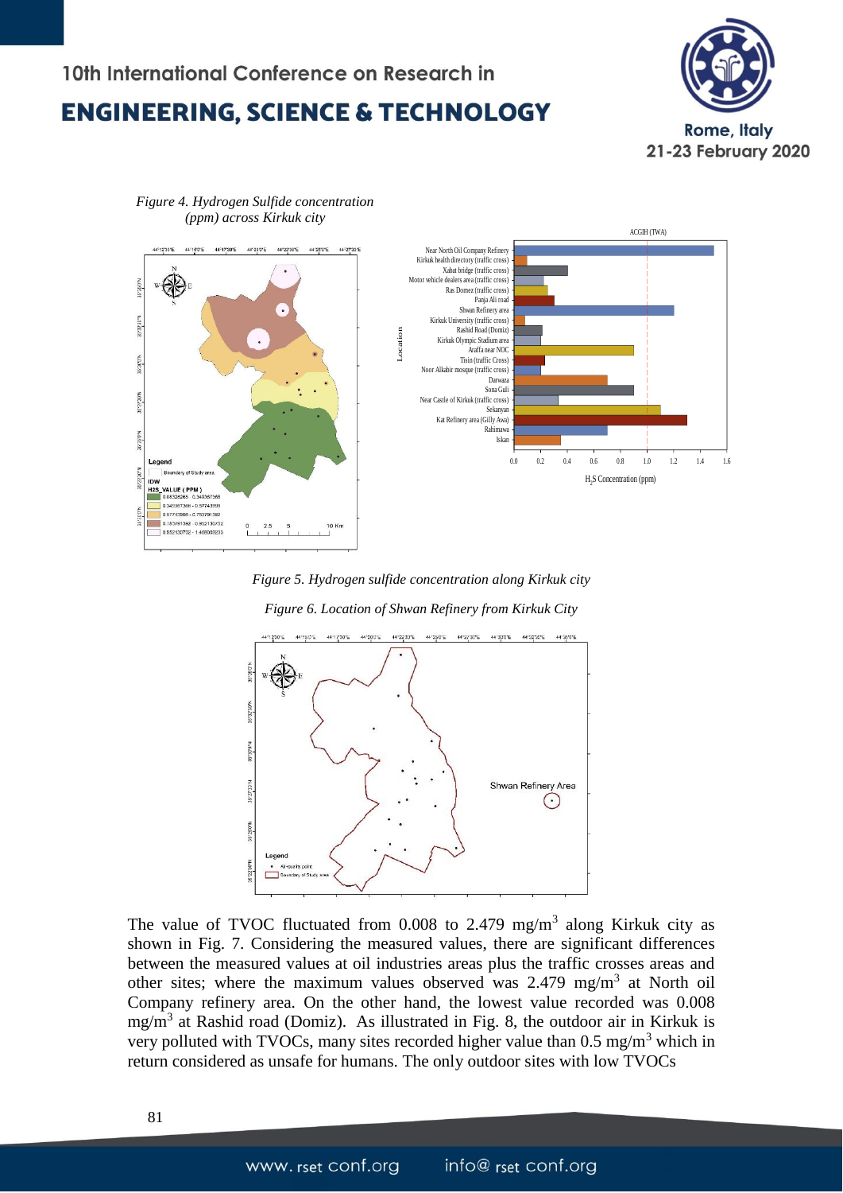*Figure 4. Hydrogen Sulfide concentration (ppm) across Kirkuk city*

*Figure 5. Hydrogen sulfide concentration along Kirkuk city*

*Figure 6. Location of Shwan Refinery from Kirkuk City*

The value of TVOC fluctuated from 0.008 to 2.479 mg/m$^3$ along Kirkuk city as shown in Fig. 7. Considering the measured values, there are significant differences between the measured values at oil industries areas plus the traffic crosses areas and other sites; where the maximum values observed was 2.479 mg/m$^3$ at North oil Company refinery area. On the other hand, the lowest value recorded was 0.008 mg/m$^3$ at Rashid road (Domiz). As illustrated in Fig. 8, the outdoor air in Kirkuk is very polluted with TVOCs, many sites recorded higher value than 0.5 mg/m$^3$ which in return considered as unsafe for humans. The only outdoor sites with low TVOCs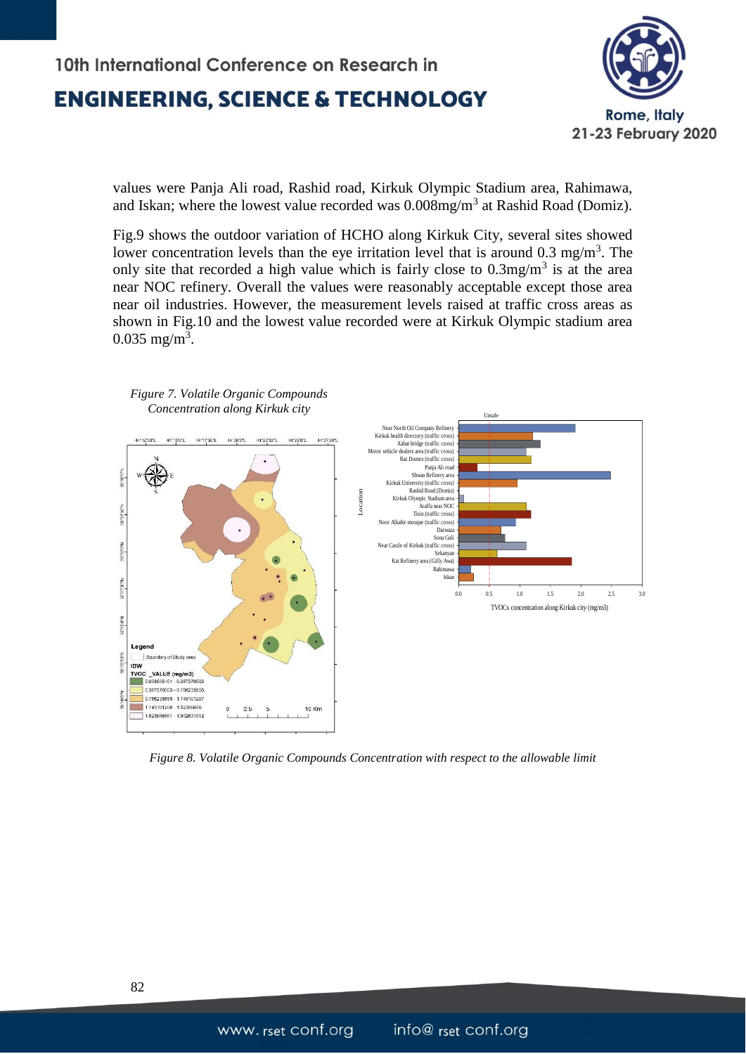values were Panja Ali road, Rashid road, Kirkuk Olympic Stadium area, Rahimawa, and Iskan; where the lowest value recorded was 0.008mg/m$^3$ at Rashid Road (Domiz).

Fig.9 shows the outdoor variation of HCHO along Kirkuk City, several sites showed lower concentration levels than the eye irritation level that is around 0.3 mg/m$^3$. The only site that recorded a high value which is fairly close to 0.3mg/m$^3$ is at the area near NOC refinery. Overall the values were reasonably acceptable except those area near oil industries. However, the measurement levels raised at traffic cross areas as shown in Fig.10 and the lowest value recorded were at Kirkuk Olympic stadium area 0.035 mg/m$^3$.

*Figure 7. Volatile Organic Compounds Concentration along Kirkuk city*

*Figure 8. Volatile Organic Compounds Concentration with respect to the allowable limit*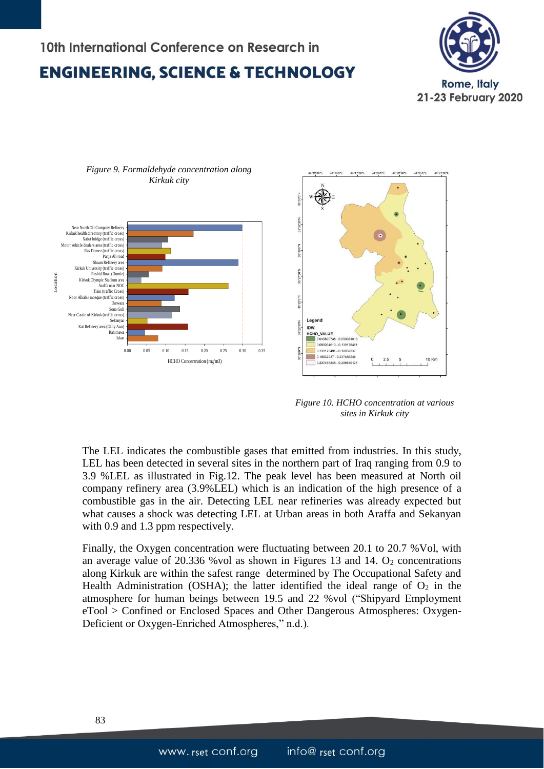*Figure 9. Formaldehyde concentration along Kirkuk city*

*Figure 10. HCHO concentration at various sites in Kirkuk city*

The LEL indicates the combustible gases that emitted from industries. In this study, LEL has been detected in several sites in the northern part of Iraq ranging from 0.9 to 3.9 %LEL as illustrated in Fig.12. The peak level has been measured at North oil company refinery area (3.9%LEL) which is an indication of the high presence of a combustible gas in the air. Detecting LEL near refineries was already expected but what causes a shock was detecting LEL at Urban areas in both Araffa and Sekanyan with 0.9 and 1.3 ppm respectively.

Finally, the Oxygen concentration were fluctuating between 20.1 to 20.7 %Vol, with an average value of 20.336 %vol as shown in Figures 13 and 14. $O_2$ concentrations along Kirkuk are within the safest range determined by The Occupational Safety and Health Administration (OSHA); the latter identified the ideal range of $O_2$ in the atmosphere for human beings between 19.5 and 22 %vol ("Shipyard Employment eTool > Confined or Enclosed Spaces and Other Dangerous Atmospheres: Oxygen-Deficient or Oxygen-Enriched Atmospheres," n.d.).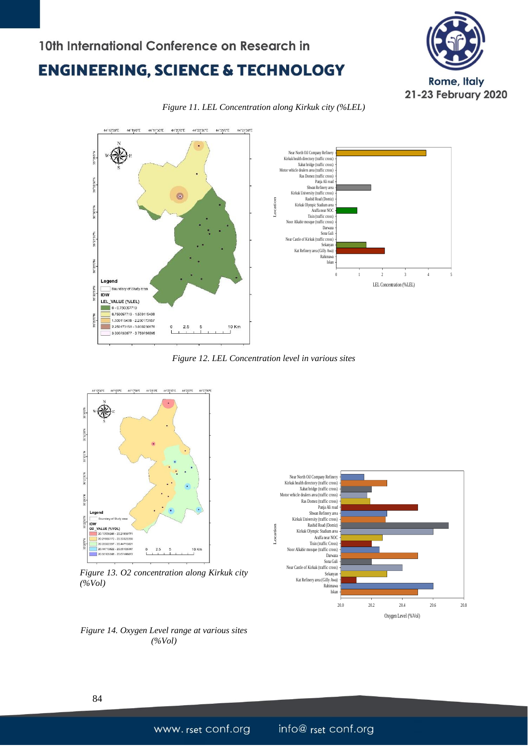*Figure 11. LEL Concentration along Kirkuk city (%LEL)*

*Figure 12. LEL Concentration level in various sites*

*Figure 13. O2 concentration along Kirkuk city (%Vol)*

*Figure 14. Oxygen Level range at various sites (%Vol)*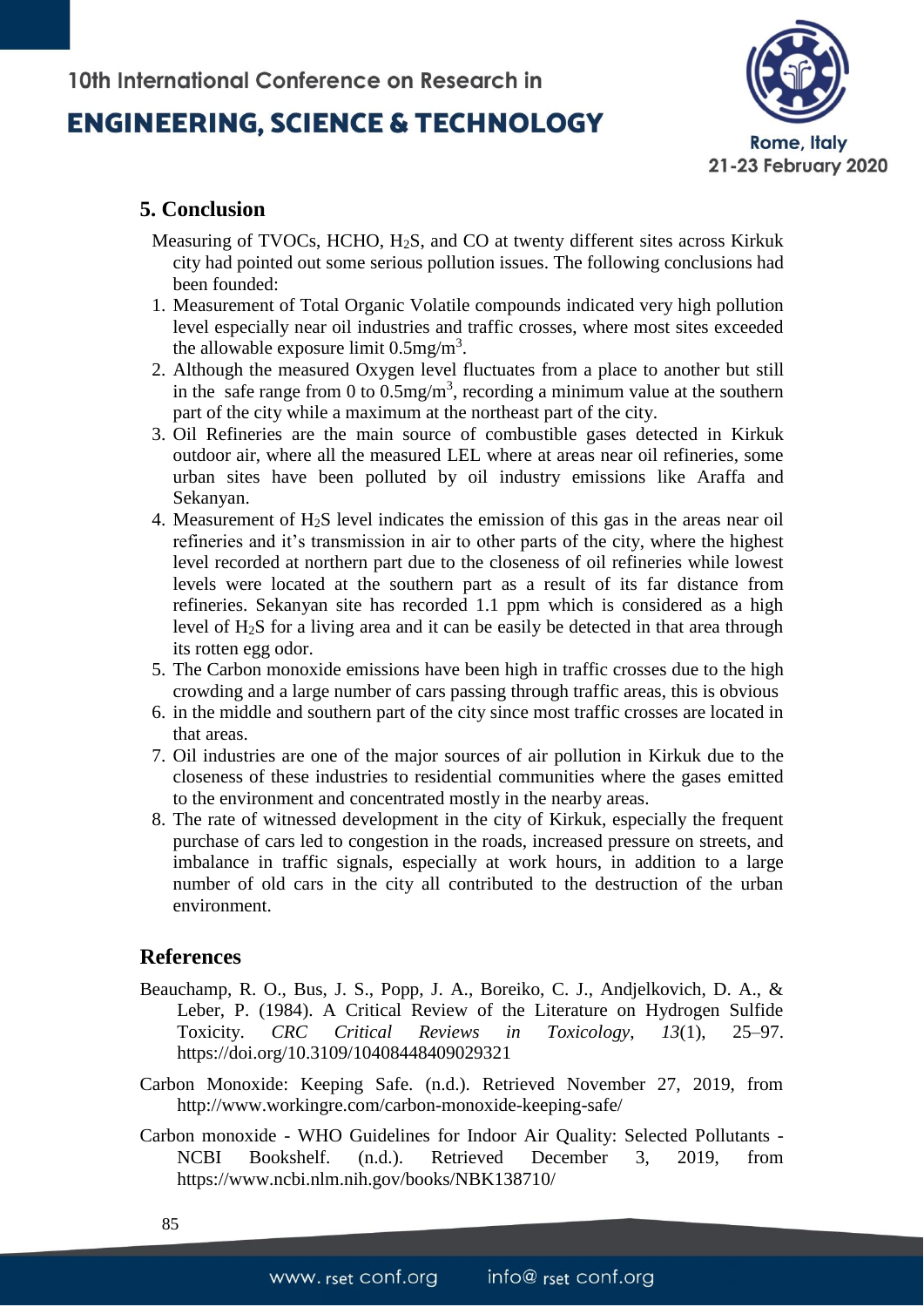## 5. Conclusion

Measuring of TVOCs, HCHO, $H_2S$, and CO at twenty different sites across Kirkuk city had pointed out some serious pollution issues. The following conclusions had been founded:

1. Measurement of Total Organic Volatile compounds indicated very high pollution level especially near oil industries and traffic crosses, where most sites exceeded the allowable exposure limit $0.5mg/m^3$.
2. Although the measured Oxygen level fluctuates from a place to another but still in the safe range from 0 to $0.5mg/m^3$, recording a minimum value at the southern part of the city while a maximum at the northeast part of the city.
3. Oil Refineries are the main source of combustible gases detected in Kirkuk outdoor air, where all the measured LEL where at areas near oil refineries, some urban sites have been polluted by oil industry emissions like Araffa and Sekanyan.
4. Measurement of $H_2S$ level indicates the emission of this gas in the areas near oil refineries and it's transmission in air to other parts of the city, where the highest level recorded at northern part due to the closeness of oil refineries while lowest levels were located at the southern part as a result of its far distance from refineries. Sekanyan site has recorded 1.1 ppm which is considered as a high level of $H_2S$ for a living area and it can be easily be detected in that area through its rotten egg odor.
5. The Carbon monoxide emissions have been high in traffic crosses due to the high crowding and a large number of cars passing through traffic areas, this is obvious
6. in the middle and southern part of the city since most traffic crosses are located in that areas.
7. Oil industries are one of the major sources of air pollution in Kirkuk due to the closeness of these industries to residential communities where the gases emitted to the environment and concentrated mostly in the nearby areas.
8. The rate of witnessed development in the city of Kirkuk, especially the frequent purchase of cars led to congestion in the roads, increased pressure on streets, and imbalance in traffic signals, especially at work hours, in addition to a large number of old cars in the city all contributed to the destruction of the urban environment.

## References

Beauchamp, R. O., Bus, J. S., Popp, J. A., Boreiko, C. J., Andjelkovich, D. A., & Leber, P. (1984). A Critical Review of the Literature on Hydrogen Sulfide Toxicity. *CRC Critical Reviews in Toxicology*, *13*(1), 25–97. https://doi.org/10.3109/10408448409029321

Carbon Monoxide: Keeping Safe. (n.d.). Retrieved November 27, 2019, from http://www.workingre.com/carbon-monoxide-keeping-safe/

Carbon monoxide - WHO Guidelines for Indoor Air Quality: Selected Pollutants - NCBI Bookshelf. (n.d.). Retrieved December 3, 2019, from https://www.ncbi.nlm.nih.gov/books/NBK138710/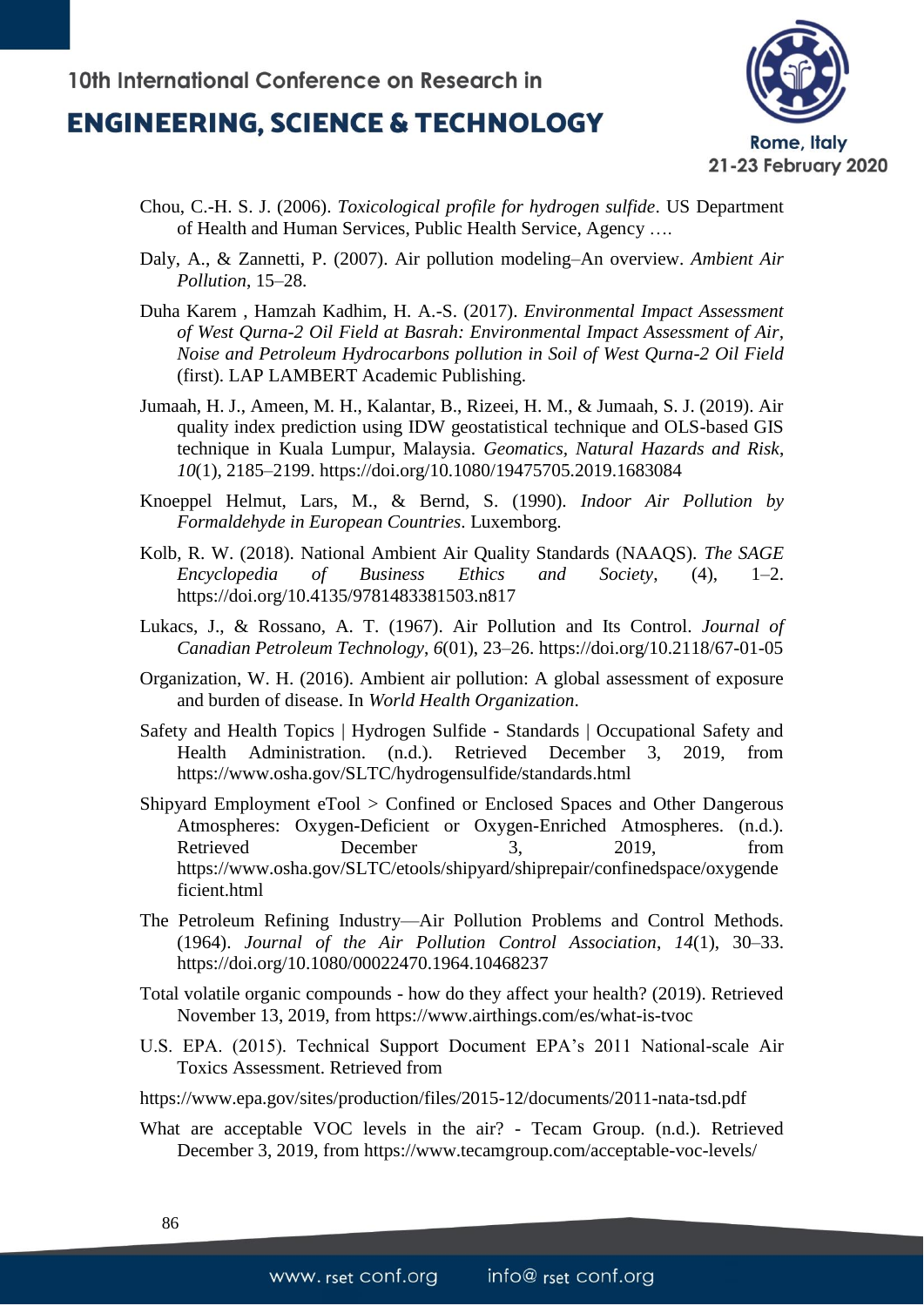Chou, C.-H. S. J. (2006). *Toxicological profile for hydrogen sulfide*. US Department of Health and Human Services, Public Health Service, Agency ….

Daly, A., & Zannetti, P. (2007). Air pollution modeling–An overview. *Ambient Air Pollution*, 15–28.

Duha Karem , Hamzah Kadhim, H. A.-S. (2017). *Environmental Impact Assessment of West Qurna-2 Oil Field at Basrah: Environmental Impact Assessment of Air, Noise and Petroleum Hydrocarbons pollution in Soil of West Qurna-2 Oil Field* (first). LAP LAMBERT Academic Publishing.

Jumaah, H. J., Ameen, M. H., Kalantar, B., Rizeei, H. M., & Jumaah, S. J. (2019). Air quality index prediction using IDW geostatistical technique and OLS-based GIS technique in Kuala Lumpur, Malaysia. *Geomatics, Natural Hazards and Risk*, *10*(1), 2185–2199. https://doi.org/10.1080/19475705.2019.1683084

Knoeppel Helmut, Lars, M., & Bernd, S. (1990). *Indoor Air Pollution by Formaldehyde in European Countries*. Luxemborg.

Kolb, R. W. (2018). National Ambient Air Quality Standards (NAAQS). *The SAGE Encyclopedia of Business Ethics and Society*, (4), 1–2. https://doi.org/10.4135/9781483381503.n817

Lukacs, J., & Rossano, A. T. (1967). Air Pollution and Its Control. *Journal of Canadian Petroleum Technology*, *6*(01), 23–26. https://doi.org/10.2118/67-01-05

Organization, W. H. (2016). Ambient air pollution: A global assessment of exposure and burden of disease. In *World Health Organization*.

Safety and Health Topics | Hydrogen Sulfide - Standards | Occupational Safety and Health Administration. (n.d.). Retrieved December 3, 2019, from https://www.osha.gov/SLTC/hydrogensulfide/standards.html

Shipyard Employment eTool > Confined or Enclosed Spaces and Other Dangerous Atmospheres: Oxygen-Deficient or Oxygen-Enriched Atmospheres. (n.d.). Retrieved December 3, 2019, from https://www.osha.gov/SLTC/etools/shipyard/shiprepair/confinedspace/oxygendeficient.html

The Petroleum Refining Industry—Air Pollution Problems and Control Methods. (1964). *Journal of the Air Pollution Control Association*, *14*(1), 30–33. https://doi.org/10.1080/00022470.1964.10468237

Total volatile organic compounds - how do they affect your health? (2019). Retrieved November 13, 2019, from https://www.airthings.com/es/what-is-tvoc

U.S. EPA. (2015). Technical Support Document EPA's 2011 National-scale Air Toxics Assessment. Retrieved from

https://www.epa.gov/sites/production/files/2015-12/documents/2011-nata-tsd.pdf

What are acceptable VOC levels in the air? - Tecam Group. (n.d.). Retrieved December 3, 2019, from https://www.tecamgroup.com/acceptable-voc-levels/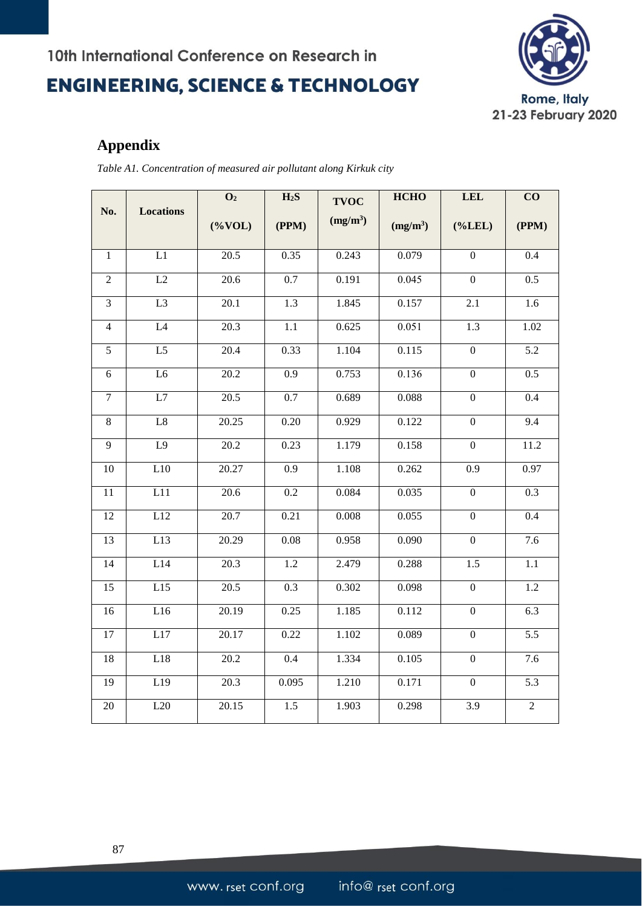## Appendix

*Table A1. Concentration of measured air pollutant along Kirkuk city*

| No. | Locations | $O_2$ (%VOL) | $H_2S$ (PPM) | TVOC (mg/m$^3$) | HCHO (mg/m$^3$) | LEL (%LEL) | CO (PPM) |
|---|---|---|---|---|---|---|---|
| 1 | L1 | 20.5 | 0.35 | 0.243 | 0.079 | 0 | 0.4 |
| 2 | L2 | 20.6 | 0.7 | 0.191 | 0.045 | 0 | 0.5 |
| 3 | L3 | 20.1 | 1.3 | 1.845 | 0.157 | 2.1 | 1.6 |
| 4 | L4 | 20.3 | 1.1 | 0.625 | 0.051 | 1.3 | 1.02 |
| 5 | L5 | 20.4 | 0.33 | 1.104 | 0.115 | 0 | 5.2 |
| 6 | L6 | 20.2 | 0.9 | 0.753 | 0.136 | 0 | 0.5 |
| 7 | L7 | 20.5 | 0.7 | 0.689 | 0.088 | 0 | 0.4 |
| 8 | L8 | 20.25 | 0.20 | 0.929 | 0.122 | 0 | 9.4 |
| 9 | L9 | 20.2 | 0.23 | 1.179 | 0.158 | 0 | 11.2 |
| 10 | L10 | 20.27 | 0.9 | 1.108 | 0.262 | 0.9 | 0.97 |
| 11 | L11 | 20.6 | 0.2 | 0.084 | 0.035 | 0 | 0.3 |
| 12 | L12 | 20.7 | 0.21 | 0.008 | 0.055 | 0 | 0.4 |
| 13 | L13 | 20.29 | 0.08 | 0.958 | 0.090 | 0 | 7.6 |
| 14 | L14 | 20.3 | 1.2 | 2.479 | 0.288 | 1.5 | 1.1 |
| 15 | L15 | 20.5 | 0.3 | 0.302 | 0.098 | 0 | 1.2 |
| 16 | L16 | 20.19 | 0.25 | 1.185 | 0.112 | 0 | 6.3 |
| 17 | L17 | 20.17 | 0.22 | 1.102 | 0.089 | 0 | 5.5 |
| 18 | L18 | 20.2 | 0.4 | 1.334 | 0.105 | 0 | 7.6 |
| 19 | L19 | 20.3 | 0.095 | 1.210 | 0.171 | 0 | 5.3 |
| 20 | L20 | 20.15 | 1.5 | 1.903 | 0.298 | 3.9 | 2 |